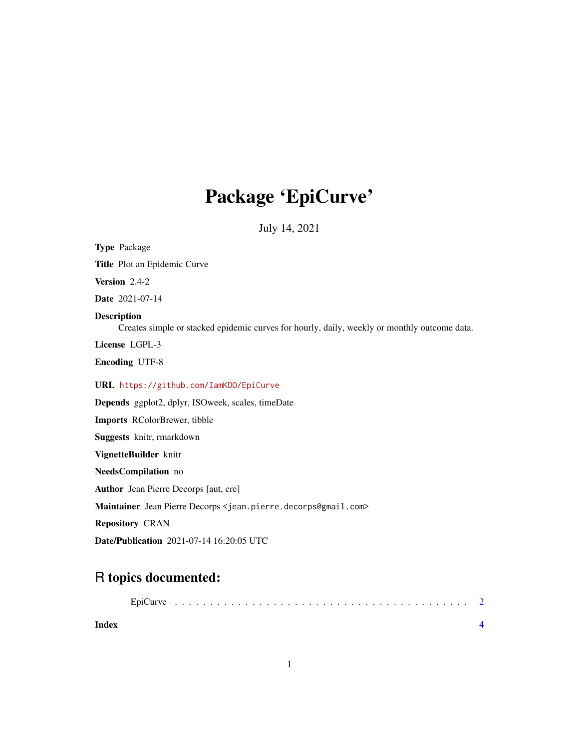# Package 'EpiCurve'

July 14, 2021

**Type** Package

**Title** Plot an Epidemic Curve

**Version** 2.4-2

**Date** 2021-07-14

**Description**
Creates simple or stacked epidemic curves for hourly, daily, weekly or monthly outcome data.

**License** LGPL-3

**Encoding** UTF-8

**URL** https://github.com/IamKDO/EpiCurve

**Depends** ggplot2, dplyr, ISOweek, scales, timeDate

**Imports** RColorBrewer, tibble

**Suggests** knitr, rmarkdown

**VignetteBuilder** knitr

**NeedsCompilation** no

**Author** Jean Pierre Decorps [aut, cre]

**Maintainer** Jean Pierre Decorps <jean.pierre.decorps@gmail.com>

**Repository** CRAN

**Date/Publication** 2021-07-14 16:20:05 UTC

## R topics documented:

EpiCurve . . . . . . . . . . . . . . . . . . . . . . . . . . . . . . . . . . . . . . . . . . 2

**Index** **4**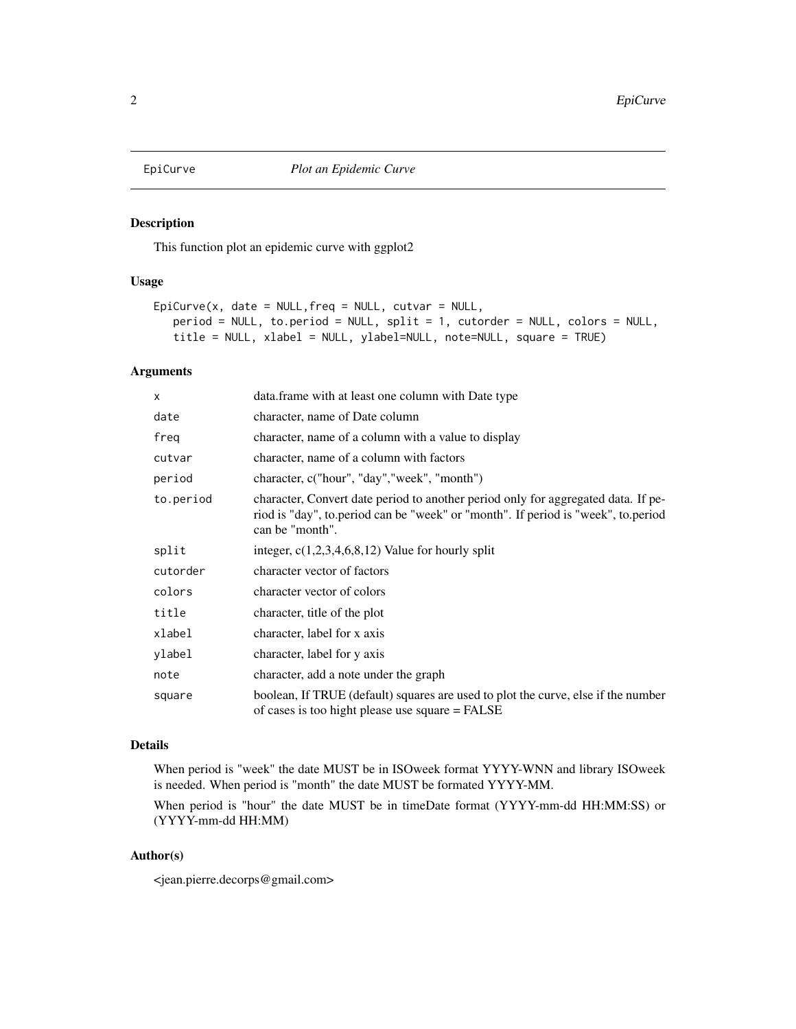EpiCurve *Plot an Epidemic Curve*

## Description

This function plot an epidemic curve with ggplot2

## Usage

```
EpiCurve(x, date = NULL,freq = NULL, cutvar = NULL,
   period = NULL, to.period = NULL, split = 1, cutorder = NULL, colors = NULL,
   title = NULL, xlabel = NULL, ylabel=NULL, note=NULL, square = TRUE)
```

## Arguments

| | |
|---|---|
| x | data.frame with at least one column with Date type |
| date | character, name of Date column |
| freq | character, name of a column with a value to display |
| cutvar | character, name of a column with factors |
| period | character, c("hour", "day","week", "month") |
| to.period | character, Convert date period to another period only for aggregated data. If period is "day", to.period can be "week" or "month". If period is "week", to.period can be "month". |
| split | integer, c(1,2,3,4,6,8,12) Value for hourly split |
| cutorder | character vector of factors |
| colors | character vector of colors |
| title | character, title of the plot |
| xlabel | character, label for x axis |
| ylabel | character, label for y axis |
| note | character, add a note under the graph |
| square | boolean, If TRUE (default) squares are used to plot the curve, else if the number of cases is too hight please use square = FALSE |

## Details

When period is "week" the date MUST be in ISOweek format YYYY-WNN and library ISOweek is needed. When period is "month" the date MUST be formated YYYY-MM.

When period is "hour" the date MUST be in timeDate format (YYYY-mm-dd HH:MM:SS) or (YYYY-mm-dd HH:MM)

## Author(s)

<jean.pierre.decorps@gmail.com>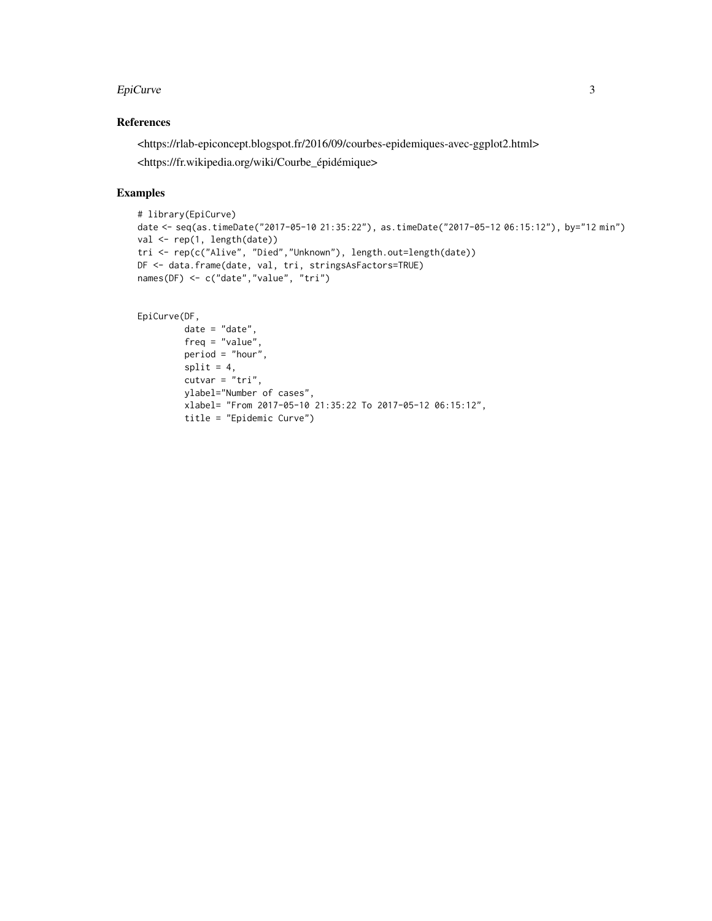## References

<https://rlab-epiconcept.blogspot.fr/2016/09/courbes-epidemiques-avec-ggplot2.html>

<https://fr.wikipedia.org/wiki/Courbe_épidémique>

## Examples

```
# library(EpiCurve)
date <- seq(as.timeDate("2017-05-10 21:35:22"), as.timeDate("2017-05-12 06:15:12"), by="12 min")
val <- rep(1, length(date))
tri <- rep(c("Alive", "Died","Unknown"), length.out=length(date))
DF <- data.frame(date, val, tri, stringsAsFactors=TRUE)
names(DF) <- c("date","value", "tri")


EpiCurve(DF,
         date = "date",
         freq = "value",
         period = "hour",
         split = 4,
         cutvar = "tri",
         ylabel="Number of cases",
         xlabel= "From 2017-05-10 21:35:22 To 2017-05-12 06:15:12",
         title = "Epidemic Curve")
```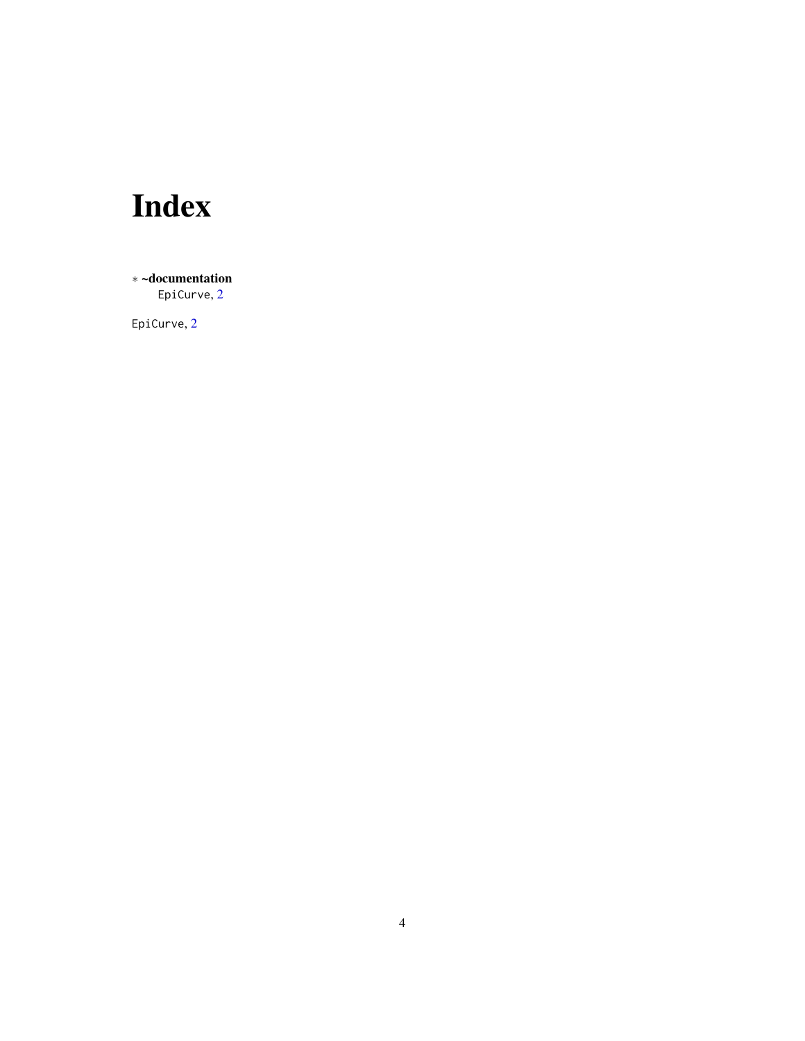# Index

∗ **~documentation**
  EpiCurve, 2

EpiCurve, 2